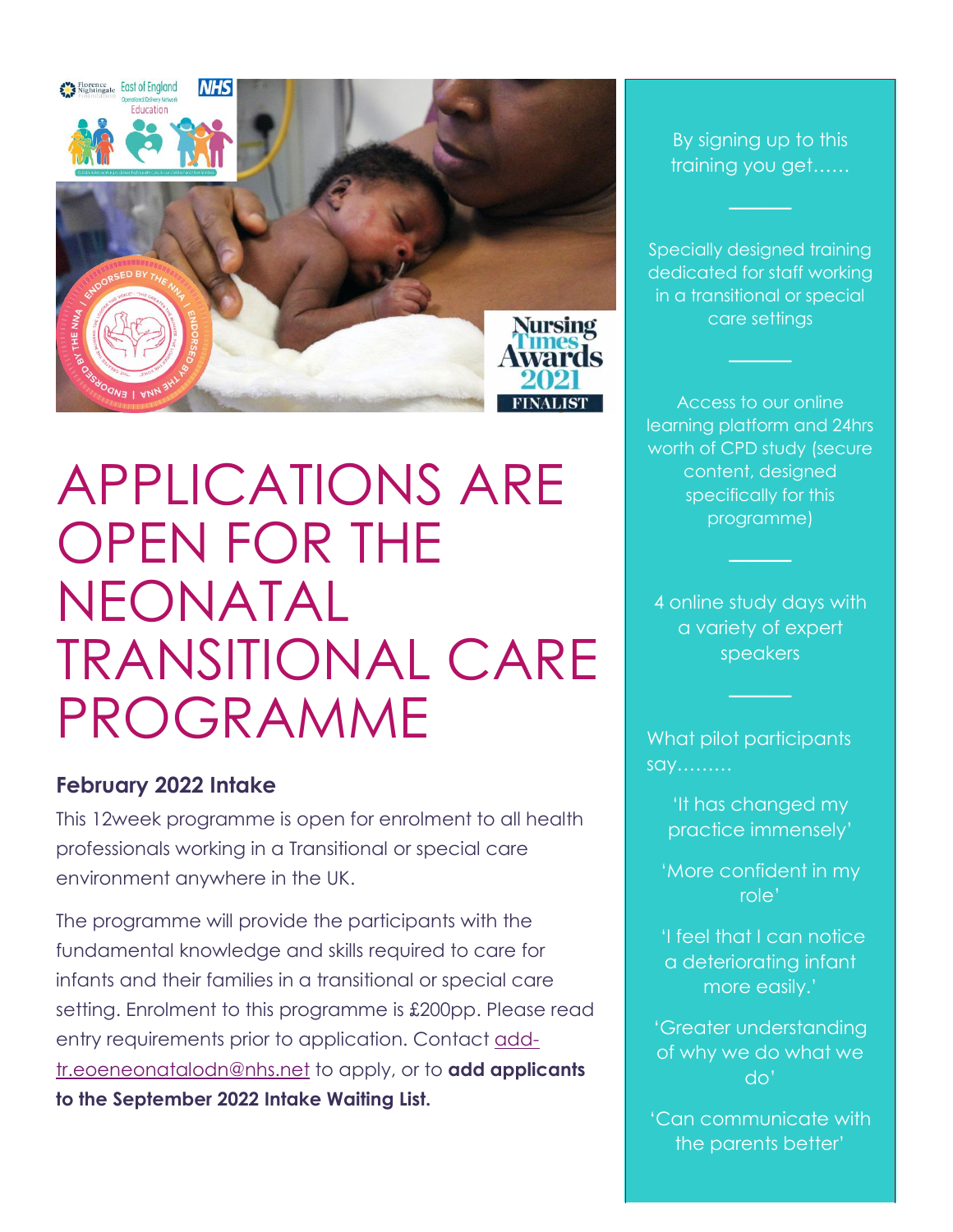# APPLICATIONS ARE OPEN FOR THE NEONATAL TRANSITIONAL CARE PROGRAMME

**February 2022 Intake**

This 12week programme is open for enrolment to all health professionals working in a Transitional or special care environment anywhere in the UK.

The programme will provide the participants with the fundamental knowledge and skills required to care for infants and their families in a transitional or special care setting. Enrolment to this programme is £200pp. Please read entry requirements prior to application. Contact add-tr.eoeneonatalodn@nhs.net to apply, or to **add applicants to the September 2022 Intake Waiting List.**

By signing up to this training you get……

Specially designed training dedicated for staff working in a transitional or special care settings

Access to our online learning platform and 24hrs worth of CPD study (secure content, designed specifically for this programme)

4 online study days with a variety of expert speakers

What pilot participants say………

'It has changed my practice immensely'

'More confident in my role'

'I feel that I can notice a deteriorating infant more easily.'

'Greater understanding of why we do what we do'

'Can communicate with the parents better'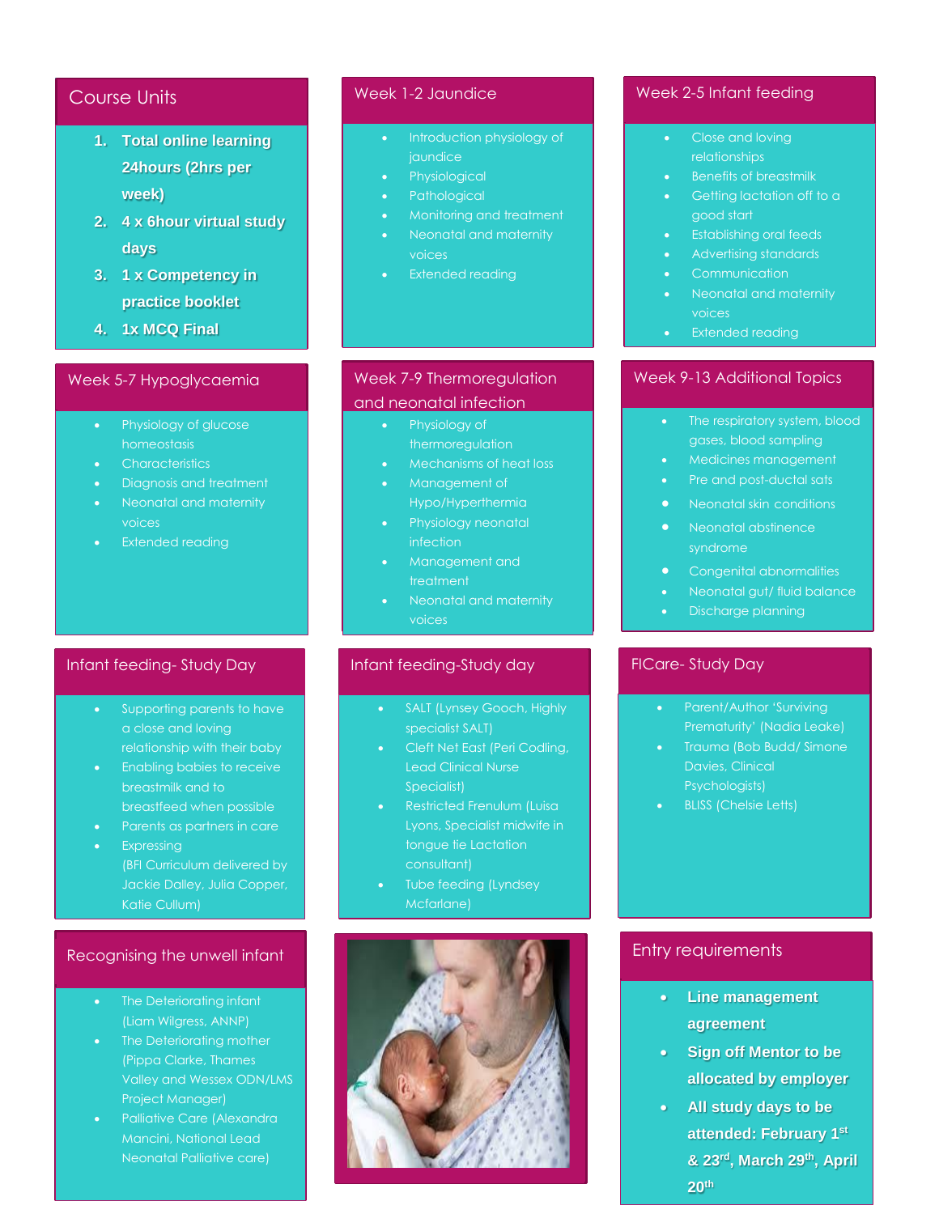## Course Units

1. **Total online learning 24hours (2hrs per week)**
2. **4 x 6hour virtual study days**
3. **1 x Competency in practice booklet**
4. **1x MCQ Final**

## Week 1-2 Jaundice

- Introduction physiology of jaundice
- Physiological
- Pathological
- Monitoring and treatment
- Neonatal and maternity voices
- Extended reading

## Week 2-5 Infant feeding

- Close and loving relationships
- Benefits of breastmilk
- Getting lactation off to a good start
- Establishing oral feeds
- Advertising standards
- Communication
- Neonatal and maternity voices
- Extended reading

## Week 5-7 Hypoglycaemia

- Physiology of glucose homeostasis
- Characteristics
- Diagnosis and treatment
- Neonatal and maternity voices
- Extended reading

## Week 7-9 Thermoregulation and neonatal infection

- Physiology of thermoregulation
- Mechanisms of heat loss
- Management of Hypo/Hyperthermia
- Physiology neonatal infection
- Management and treatment
- Neonatal and maternity voices

## Week 9-13 Additional Topics

- The respiratory system, blood gases, blood sampling
- Medicines management
- Pre and post-ductal sats
- Neonatal skin conditions
- Neonatal abstinence syndrome
- Congenital abnormalities
- Neonatal gut/ fluid balance
- Discharge planning

## Infant feeding- Study Day

- Supporting parents to have a close and loving relationship with their baby
- Enabling babies to receive breastmilk and to breastfeed when possible
- Parents as partners in care
- Expressing (BFI Curriculum delivered by Jackie Dalley, Julia Copper, Katie Cullum)

## Infant feeding-Study day

- SALT (Lynsey Gooch, Highly specialist SALT)
- Cleft Net East (Peri Codling, Lead Clinical Nurse Specialist)
- Restricted Frenulum (Luisa Lyons, Specialist midwife in tongue tie Lactation consultant)
- Tube feeding (Lyndsey Mcfarlane)

## FICare- Study Day

- Parent/Author 'Surviving Prematurity' (Nadia Leake)
- Trauma (Bob Budd/ Simone Davies, Clinical Psychologists)
- BLISS (Chelsie Letts)

## Recognising the unwell infant

- The Deteriorating infant (Liam Wilgress, ANNP)
- The Deteriorating mother (Pippa Clarke, Thames Valley and Wessex ODN/LMS Project Manager)
- Palliative Care (Alexandra Mancini, National Lead Neonatal Palliative care)

## Entry requirements

- **Line management agreement**
- **Sign off Mentor to be allocated by employer**
- **All study days to be attended: February 1st & 23rd, March 29th, April 20th**